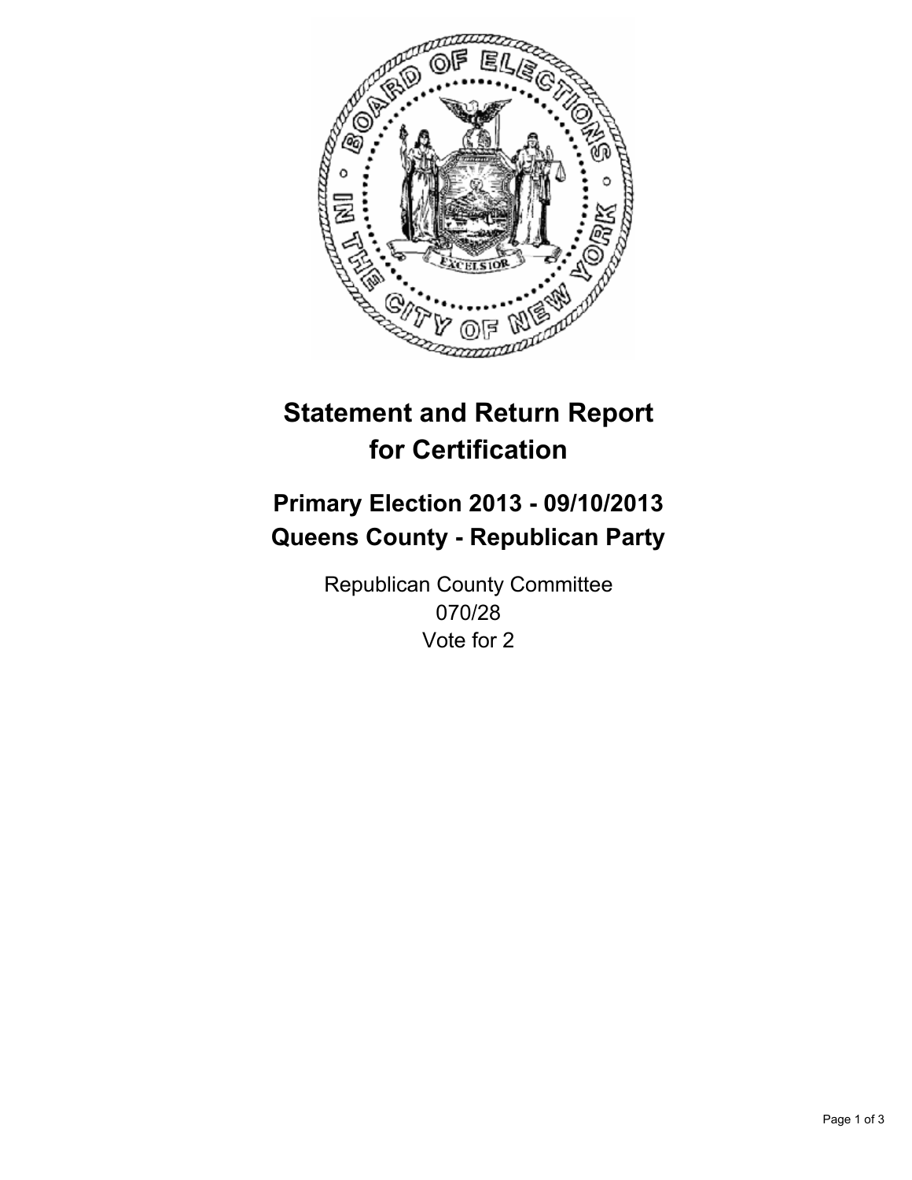# Statement and Return Report for Certification

## Primary Election 2013 - 09/10/2013
## Queens County - Republican Party

Republican County Committee
070/28
Vote for 2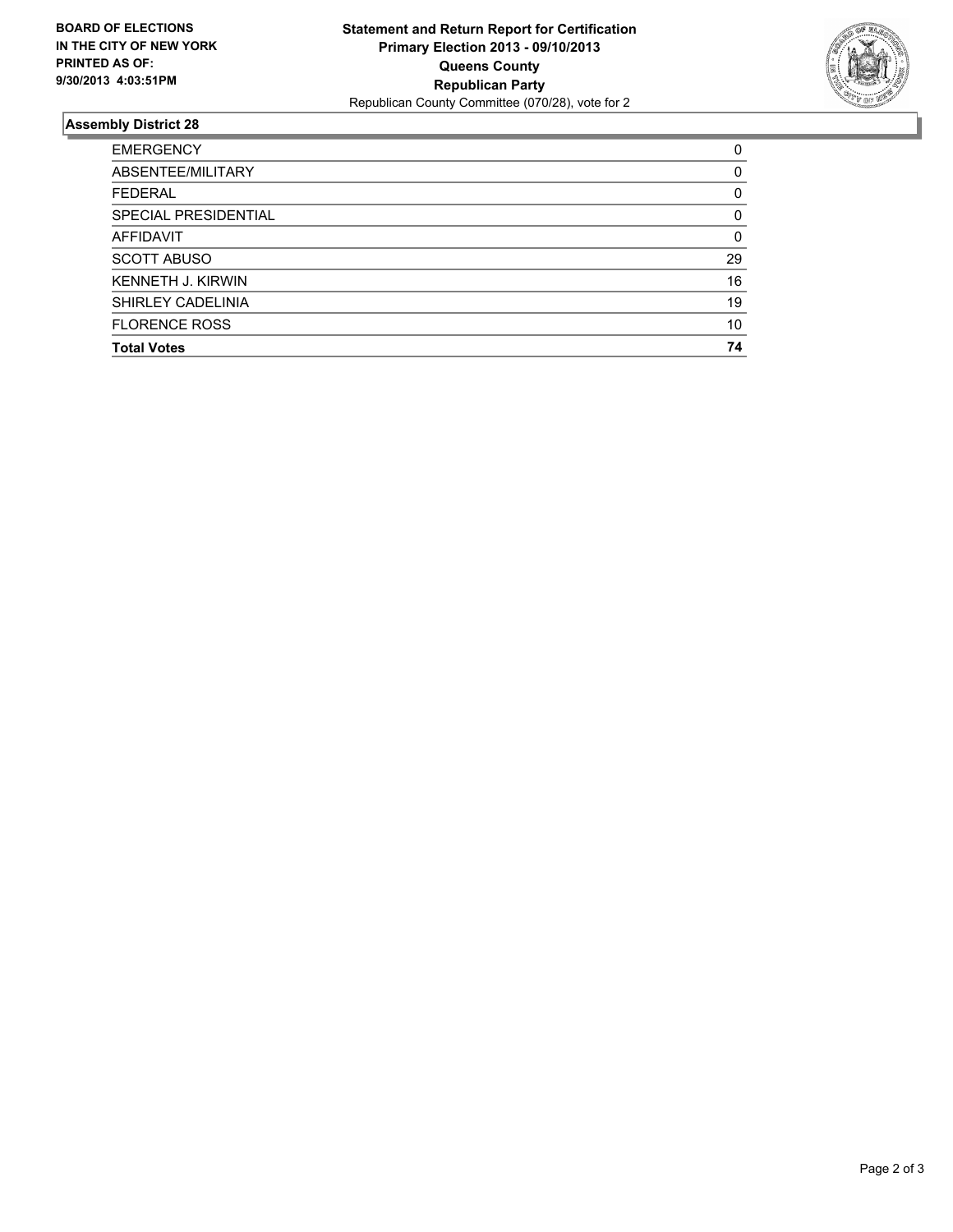**BOARD OF ELECTIONS IN THE CITY OF NEW YORK PRINTED AS OF: 9/30/2013 4:03:51PM**

**Statement and Return Report for Certification**
**Primary Election 2013 - 09/10/2013**
**Queens County**
**Republican Party**
Republican County Committee (070/28), vote for 2

## Assembly District 28

| | |
|---|---|
| EMERGENCY | 0 |
| ABSENTEE/MILITARY | 0 |
| FEDERAL | 0 |
| SPECIAL PRESIDENTIAL | 0 |
| AFFIDAVIT | 0 |
| SCOTT ABUSO | 29 |
| KENNETH J. KIRWIN | 16 |
| SHIRLEY CADELINIA | 19 |
| FLORENCE ROSS | 10 |
| **Total Votes** | **74** |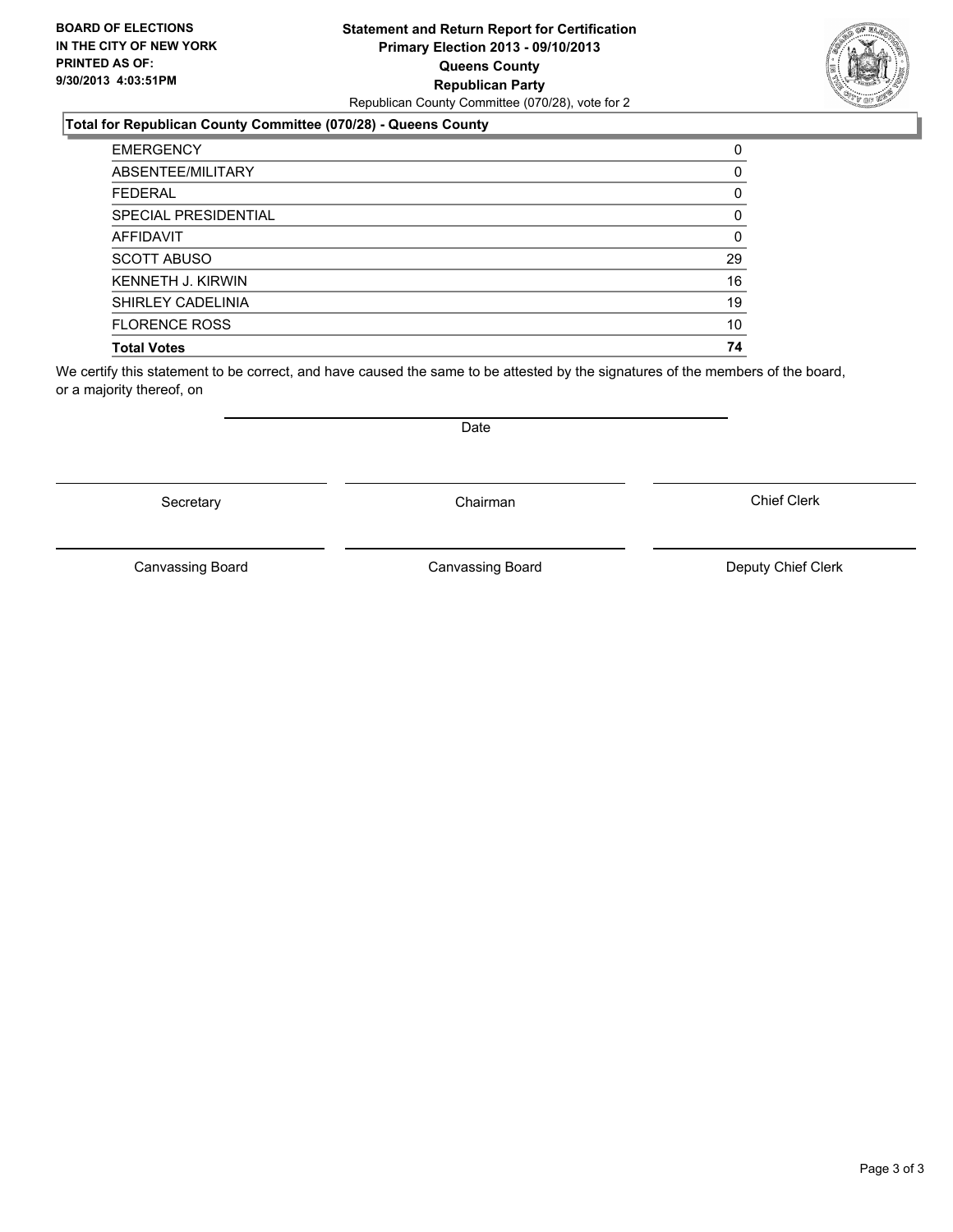**BOARD OF ELECTIONS IN THE CITY OF NEW YORK PRINTED AS OF: 9/30/2013 4:03:51PM**

**Statement and Return Report for Certification**
**Primary Election 2013 - 09/10/2013**
**Queens County**
**Republican Party**
Republican County Committee (070/28), vote for 2

**Total for Republican County Committee (070/28) - Queens County**

| | |
|---|---|
| EMERGENCY | 0 |
| ABSENTEE/MILITARY | 0 |
| FEDERAL | 0 |
| SPECIAL PRESIDENTIAL | 0 |
| AFFIDAVIT | 0 |
| SCOTT ABUSO | 29 |
| KENNETH J. KIRWIN | 16 |
| SHIRLEY CADELINIA | 19 |
| FLORENCE ROSS | 10 |
| **Total Votes** | **74** |

We certify this statement to be correct, and have caused the same to be attested by the signatures of the members of the board, or a majority thereof, on

Date

Secretary | Chairman | Chief Clerk

Canvassing Board | Canvassing Board | Deputy Chief Clerk